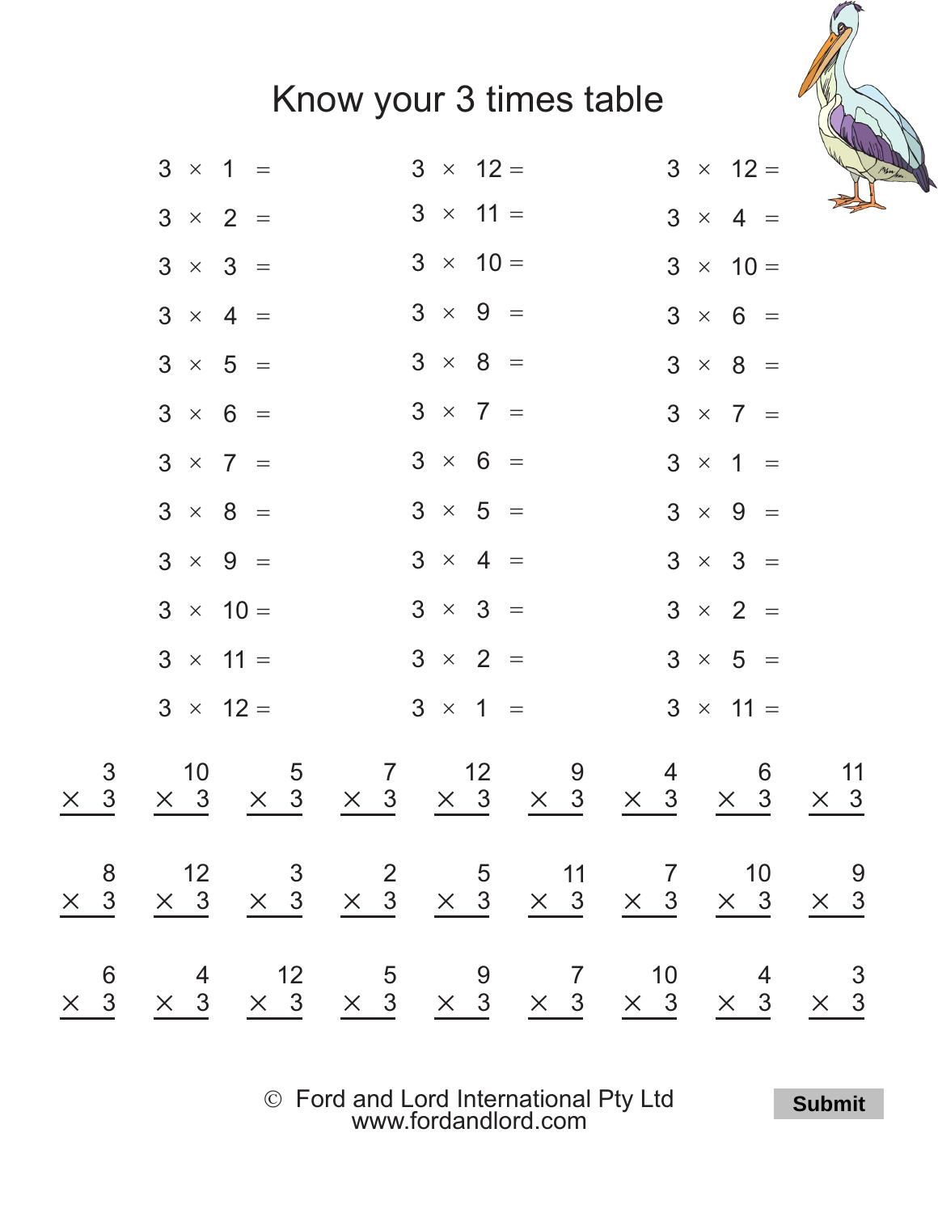# Know your 3 times table

| | | |
|---|---|---|
| $3 \times 1 =$ | $3 \times 12 =$ | $3 \times 12 =$ |
| $3 \times 2 =$ | $3 \times 11 =$ | $3 \times 4 =$ |
| $3 \times 3 =$ | $3 \times 10 =$ | $3 \times 10 =$ |
| $3 \times 4 =$ | $3 \times 9 =$ | $3 \times 6 =$ |
| $3 \times 5 =$ | $3 \times 8 =$ | $3 \times 8 =$ |
| $3 \times 6 =$ | $3 \times 7 =$ | $3 \times 7 =$ |
| $3 \times 7 =$ | $3 \times 6 =$ | $3 \times 1 =$ |
| $3 \times 8 =$ | $3 \times 5 =$ | $3 \times 9 =$ |
| $3 \times 9 =$ | $3 \times 4 =$ | $3 \times 3 =$ |
| $3 \times 10 =$ | $3 \times 3 =$ | $3 \times 2 =$ |
| $3 \times 11 =$ | $3 \times 2 =$ | $3 \times 5 =$ |
| $3 \times 12 =$ | $3 \times 1 =$ | $3 \times 11 =$ |

| | | | | | | | | |
|---|---|---|---|---|---|---|---|---|
| $3 \times 3$ | $10 \times 3$ | $5 \times 3$ | $7 \times 3$ | $12 \times 3$ | $9 \times 3$ | $4 \times 3$ | $6 \times 3$ | $11 \times 3$ |
| $8 \times 3$ | $12 \times 3$ | $3 \times 3$ | $2 \times 3$ | $5 \times 3$ | $11 \times 3$ | $7 \times 3$ | $10 \times 3$ | $9 \times 3$ |
| $6 \times 3$ | $4 \times 3$ | $12 \times 3$ | $5 \times 3$ | $9 \times 3$ | $7 \times 3$ | $10 \times 3$ | $4 \times 3$ | $3 \times 3$ |

© Ford and Lord International Pty Ltd
www.fordandlord.com

Submit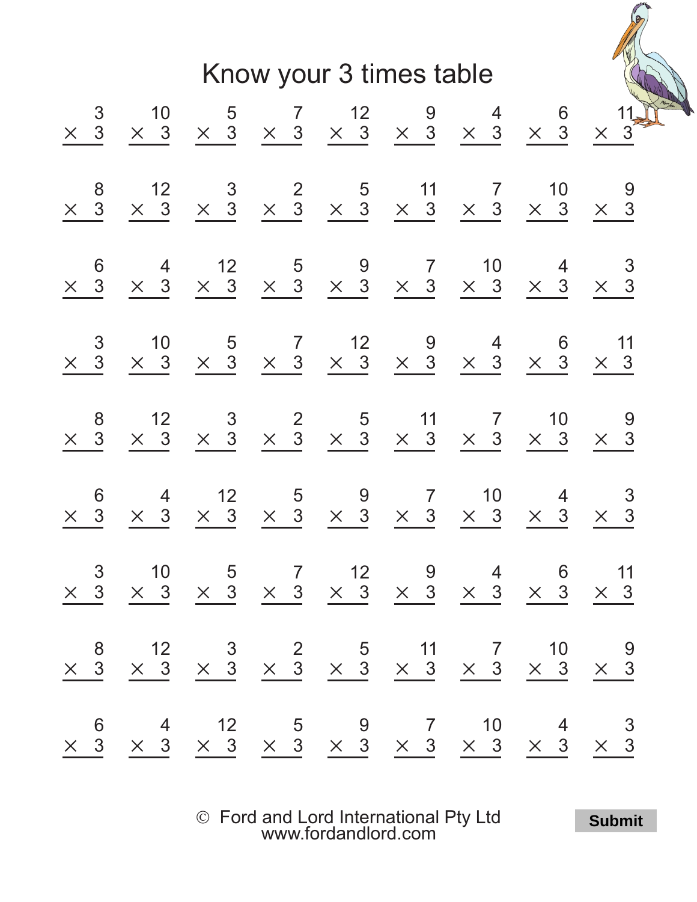# Know your 3 times table

| | | | | | | | | |
|---|---|---|---|---|---|---|---|---|
| $3 \times 3$ | $10 \times 3$ | $5 \times 3$ | $7 \times 3$ | $12 \times 3$ | $9 \times 3$ | $4 \times 3$ | $6 \times 3$ | $11 \times 3$ |
| $8 \times 3$ | $12 \times 3$ | $3 \times 3$ | $2 \times 3$ | $5 \times 3$ | $11 \times 3$ | $7 \times 3$ | $10 \times 3$ | $9 \times 3$ |
| $6 \times 3$ | $4 \times 3$ | $12 \times 3$ | $5 \times 3$ | $9 \times 3$ | $7 \times 3$ | $10 \times 3$ | $4 \times 3$ | $3 \times 3$ |
| $3 \times 3$ | $10 \times 3$ | $5 \times 3$ | $7 \times 3$ | $12 \times 3$ | $9 \times 3$ | $4 \times 3$ | $6 \times 3$ | $11 \times 3$ |
| $8 \times 3$ | $12 \times 3$ | $3 \times 3$ | $2 \times 3$ | $5 \times 3$ | $11 \times 3$ | $7 \times 3$ | $10 \times 3$ | $9 \times 3$ |
| $6 \times 3$ | $4 \times 3$ | $12 \times 3$ | $5 \times 3$ | $9 \times 3$ | $7 \times 3$ | $10 \times 3$ | $4 \times 3$ | $3 \times 3$ |
| $3 \times 3$ | $10 \times 3$ | $5 \times 3$ | $7 \times 3$ | $12 \times 3$ | $9 \times 3$ | $4 \times 3$ | $6 \times 3$ | $11 \times 3$ |
| $8 \times 3$ | $12 \times 3$ | $3 \times 3$ | $2 \times 3$ | $5 \times 3$ | $11 \times 3$ | $7 \times 3$ | $10 \times 3$ | $9 \times 3$ |
| $6 \times 3$ | $4 \times 3$ | $12 \times 3$ | $5 \times 3$ | $9 \times 3$ | $7 \times 3$ | $10 \times 3$ | $4 \times 3$ | $3 \times 3$ |

© Ford and Lord International Pty Ltd
www.fordandlord.com

**Submit**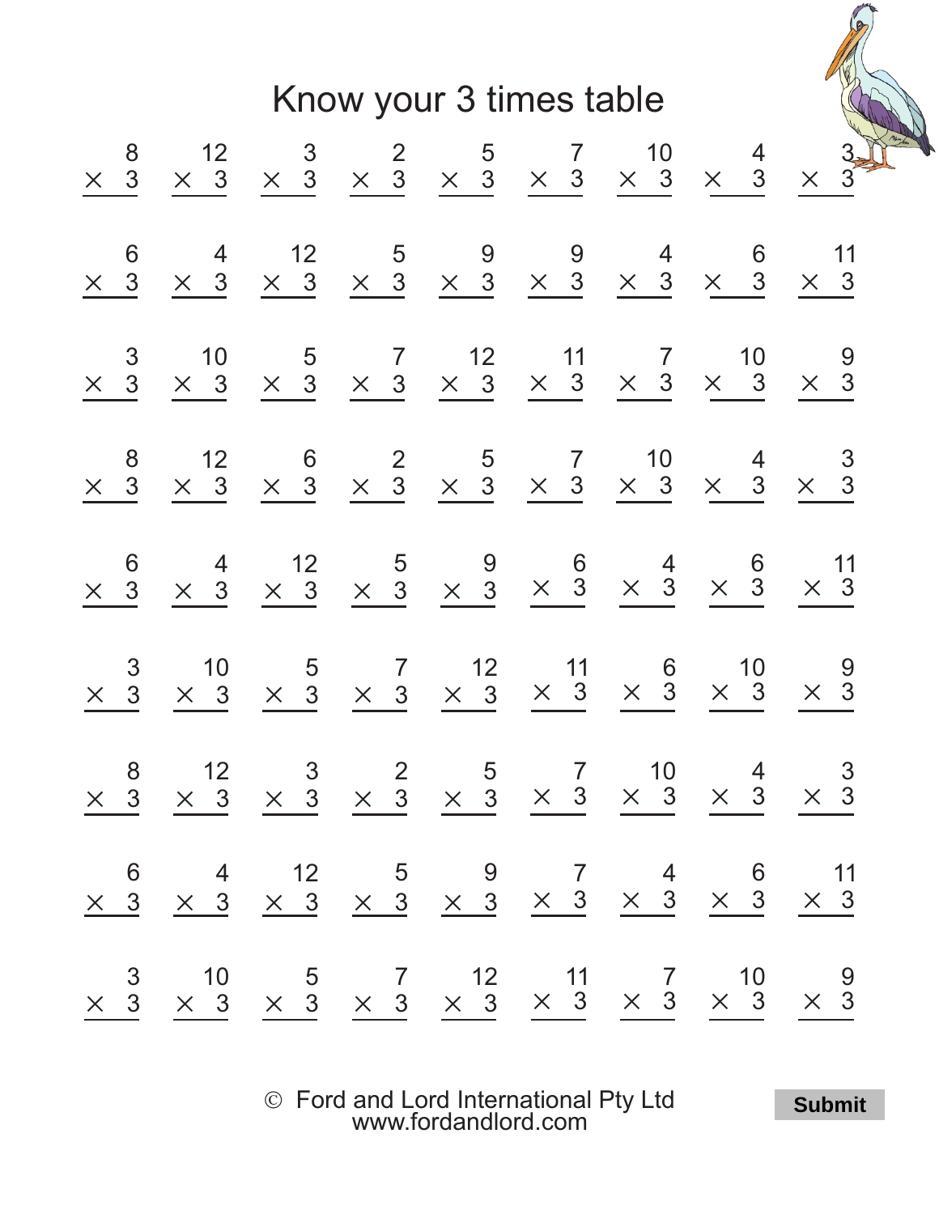# Know your 3 times table

| | | | | | | | | |
|---|---|---|---|---|---|---|---|---|
| $8 \times 3$ | $12 \times 3$ | $3 \times 3$ | $2 \times 3$ | $5 \times 3$ | $7 \times 3$ | $10 \times 3$ | $4 \times 3$ | $3 \times 3$ |
| $6 \times 3$ | $4 \times 3$ | $12 \times 3$ | $5 \times 3$ | $9 \times 3$ | $9 \times 3$ | $4 \times 3$ | $6 \times 3$ | $11 \times 3$ |
| $3 \times 3$ | $10 \times 3$ | $5 \times 3$ | $7 \times 3$ | $12 \times 3$ | $11 \times 3$ | $7 \times 3$ | $10 \times 3$ | $9 \times 3$ |
| $8 \times 3$ | $12 \times 3$ | $6 \times 3$ | $2 \times 3$ | $5 \times 3$ | $7 \times 3$ | $10 \times 3$ | $4 \times 3$ | $3 \times 3$ |
| $6 \times 3$ | $4 \times 3$ | $12 \times 3$ | $5 \times 3$ | $9 \times 3$ | $6 \times 3$ | $4 \times 3$ | $6 \times 3$ | $11 \times 3$ |
| $3 \times 3$ | $10 \times 3$ | $5 \times 3$ | $7 \times 3$ | $12 \times 3$ | $11 \times 3$ | $6 \times 3$ | $10 \times 3$ | $9 \times 3$ |
| $8 \times 3$ | $12 \times 3$ | $3 \times 3$ | $2 \times 3$ | $5 \times 3$ | $7 \times 3$ | $10 \times 3$ | $4 \times 3$ | $3 \times 3$ |
| $6 \times 3$ | $4 \times 3$ | $12 \times 3$ | $5 \times 3$ | $9 \times 3$ | $7 \times 3$ | $4 \times 3$ | $6 \times 3$ | $11 \times 3$ |
| $3 \times 3$ | $10 \times 3$ | $5 \times 3$ | $7 \times 3$ | $12 \times 3$ | $11 \times 3$ | $7 \times 3$ | $10 \times 3$ | $9 \times 3$ |

© Ford and Lord International Pty Ltd
www.fordandlord.com

Submit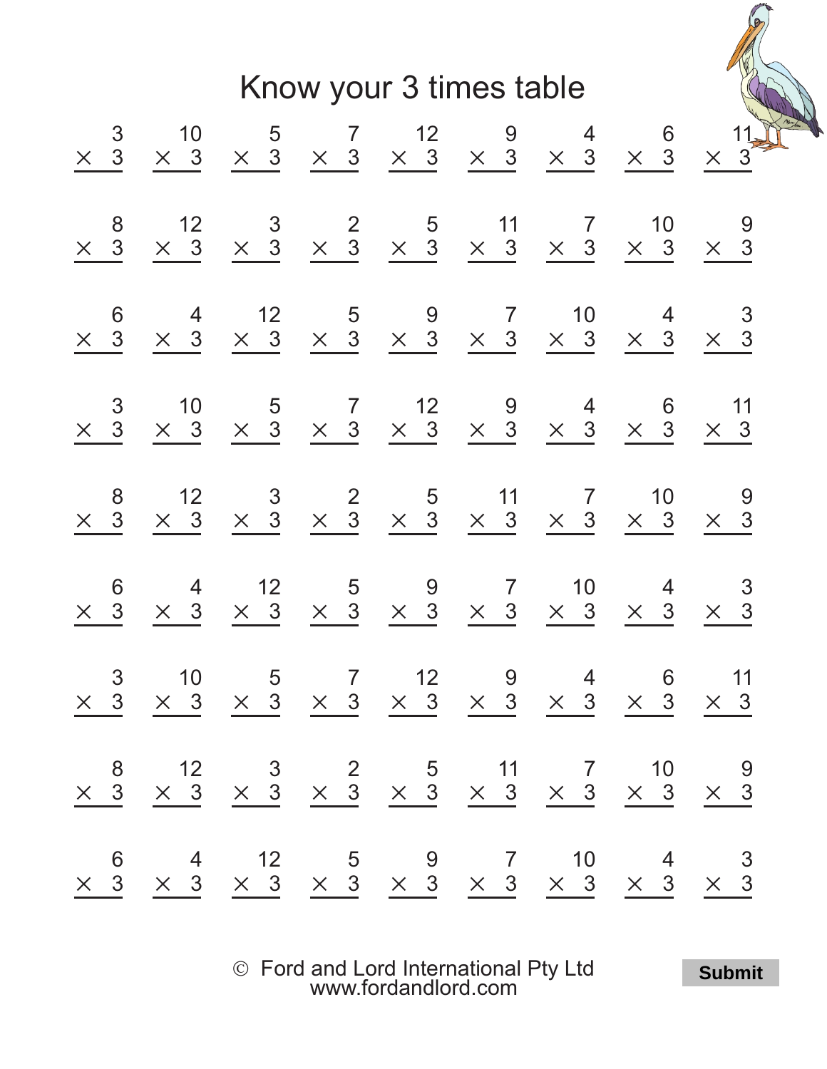# Know your 3 times table

| | | | | | | | | |
|---|---|---|---|---|---|---|---|---|
| $3 \times 3$ | $10 \times 3$ | $5 \times 3$ | $7 \times 3$ | $12 \times 3$ | $9 \times 3$ | $4 \times 3$ | $6 \times 3$ | $11 \times 3$ |
| $8 \times 3$ | $12 \times 3$ | $3 \times 3$ | $2 \times 3$ | $5 \times 3$ | $11 \times 3$ | $7 \times 3$ | $10 \times 3$ | $9 \times 3$ |
| $6 \times 3$ | $4 \times 3$ | $12 \times 3$ | $5 \times 3$ | $9 \times 3$ | $7 \times 3$ | $10 \times 3$ | $4 \times 3$ | $3 \times 3$ |
| $3 \times 3$ | $10 \times 3$ | $5 \times 3$ | $7 \times 3$ | $12 \times 3$ | $9 \times 3$ | $4 \times 3$ | $6 \times 3$ | $11 \times 3$ |
| $8 \times 3$ | $12 \times 3$ | $3 \times 3$ | $2 \times 3$ | $5 \times 3$ | $11 \times 3$ | $7 \times 3$ | $10 \times 3$ | $9 \times 3$ |
| $6 \times 3$ | $4 \times 3$ | $12 \times 3$ | $5 \times 3$ | $9 \times 3$ | $7 \times 3$ | $10 \times 3$ | $4 \times 3$ | $3 \times 3$ |
| $3 \times 3$ | $10 \times 3$ | $5 \times 3$ | $7 \times 3$ | $12 \times 3$ | $9 \times 3$ | $4 \times 3$ | $6 \times 3$ | $11 \times 3$ |
| $8 \times 3$ | $12 \times 3$ | $3 \times 3$ | $2 \times 3$ | $5 \times 3$ | $11 \times 3$ | $7 \times 3$ | $10 \times 3$ | $9 \times 3$ |
| $6 \times 3$ | $4 \times 3$ | $12 \times 3$ | $5 \times 3$ | $9 \times 3$ | $7 \times 3$ | $10 \times 3$ | $4 \times 3$ | $3 \times 3$ |

© Ford and Lord International Pty Ltd
www.fordandlord.com

**Submit**